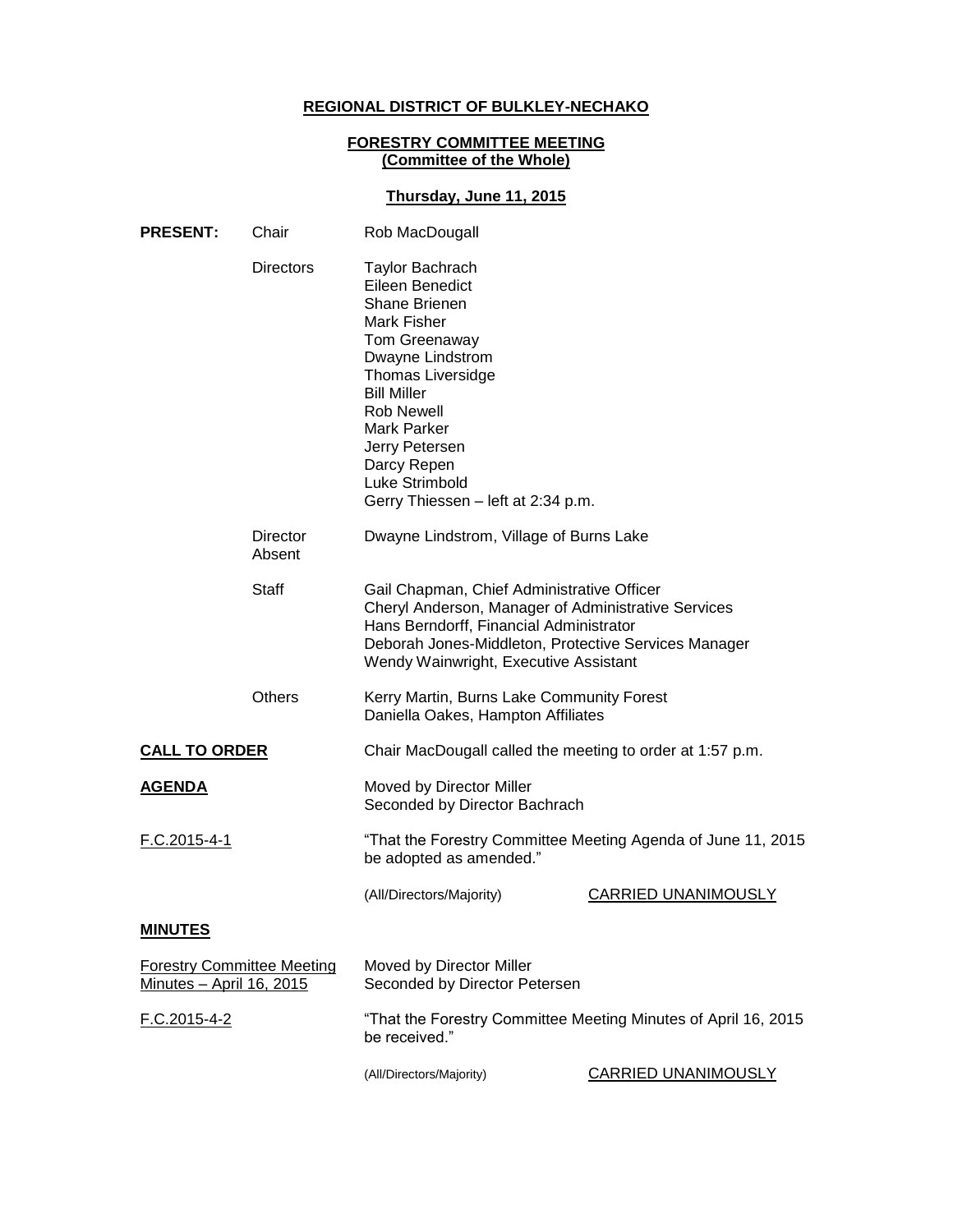**REGIONAL DISTRICT OF BULKLEY-NECHAKO**

**FORESTRY COMMITTEE MEETING**
**(Committee of the Whole)**

**Thursday, June 11, 2015**

**PRESENT:**

Chair: Rob MacDougall

Directors:
Taylor Bachrach
Eileen Benedict
Shane Brienen
Mark Fisher
Tom Greenaway
Dwayne Lindstrom
Thomas Liversidge
Bill Miller
Rob Newell
Mark Parker
Jerry Petersen
Darcy Repen
Luke Strimbold
Gerry Thiessen – left at 2:34 p.m.

Director Absent: Dwayne Lindstrom, Village of Burns Lake

Staff:
Gail Chapman, Chief Administrative Officer
Cheryl Anderson, Manager of Administrative Services
Hans Berndorff, Financial Administrator
Deborah Jones-Middleton, Protective Services Manager
Wendy Wainwright, Executive Assistant

Others:
Kerry Martin, Burns Lake Community Forest
Daniella Oakes, Hampton Affiliates

**CALL TO ORDER**

Chair MacDougall called the meeting to order at 1:57 p.m.

**AGENDA**

Moved by Director Miller
Seconded by Director Bachrach

F.C.2015-4-1

"That the Forestry Committee Meeting Agenda of June 11, 2015 be adopted as amended."

(All/Directors/Majority) CARRIED UNANIMOUSLY

**MINUTES**

Forestry Committee Meeting Minutes – April 16, 2015

Moved by Director Miller
Seconded by Director Petersen

F.C.2015-4-2

"That the Forestry Committee Meeting Minutes of April 16, 2015 be received."

(All/Directors/Majority) CARRIED UNANIMOUSLY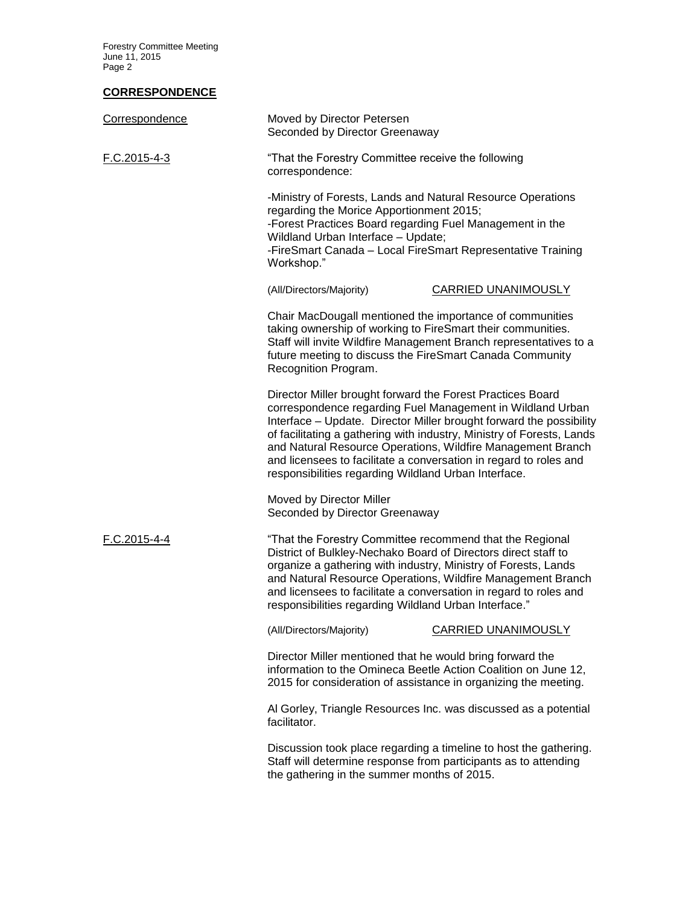## CORRESPONDENCE

Correspondence

Moved by Director Petersen
Seconded by Director Greenaway

F.C.2015-4-3

"That the Forestry Committee receive the following correspondence:

-Ministry of Forests, Lands and Natural Resource Operations regarding the Morice Apportionment 2015;
-Forest Practices Board regarding Fuel Management in the Wildland Urban Interface – Update;
-FireSmart Canada – Local FireSmart Representative Training Workshop."

(All/Directors/Majority) CARRIED UNANIMOUSLY

Chair MacDougall mentioned the importance of communities taking ownership of working to FireSmart their communities. Staff will invite Wildfire Management Branch representatives to a future meeting to discuss the FireSmart Canada Community Recognition Program.

Director Miller brought forward the Forest Practices Board correspondence regarding Fuel Management in Wildland Urban Interface – Update. Director Miller brought forward the possibility of facilitating a gathering with industry, Ministry of Forests, Lands and Natural Resource Operations, Wildfire Management Branch and licensees to facilitate a conversation in regard to roles and responsibilities regarding Wildland Urban Interface.

Moved by Director Miller
Seconded by Director Greenaway

F.C.2015-4-4

"That the Forestry Committee recommend that the Regional District of Bulkley-Nechako Board of Directors direct staff to organize a gathering with industry, Ministry of Forests, Lands and Natural Resource Operations, Wildfire Management Branch and licensees to facilitate a conversation in regard to roles and responsibilities regarding Wildland Urban Interface."

(All/Directors/Majority) CARRIED UNANIMOUSLY

Director Miller mentioned that he would bring forward the information to the Omineca Beetle Action Coalition on June 12, 2015 for consideration of assistance in organizing the meeting.

Al Gorley, Triangle Resources Inc. was discussed as a potential facilitator.

Discussion took place regarding a timeline to host the gathering. Staff will determine response from participants as to attending the gathering in the summer months of 2015.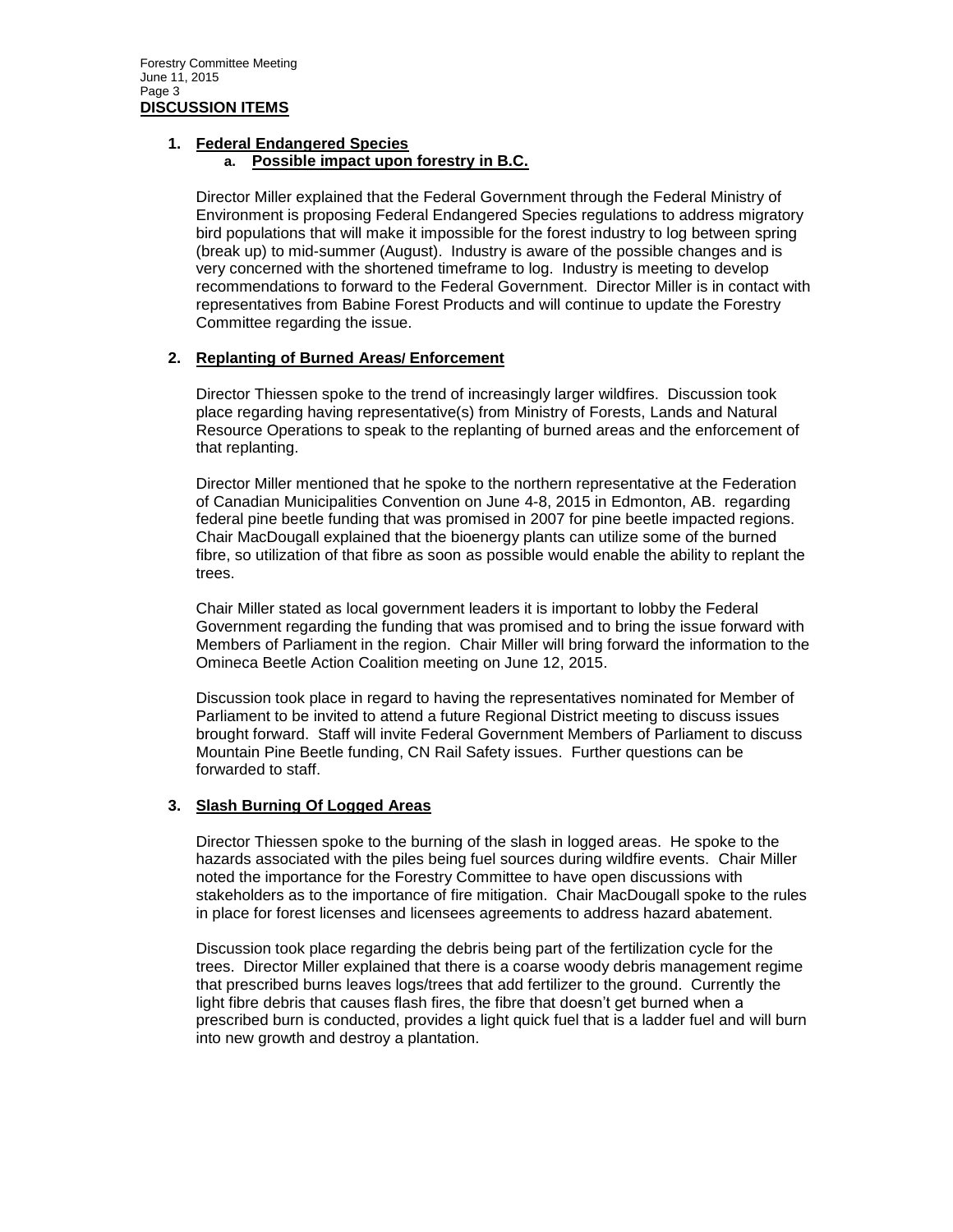**DISCUSSION ITEMS**

1. **Federal Endangered Species**
   a. **Possible impact upon forestry in B.C.**

Director Miller explained that the Federal Government through the Federal Ministry of Environment is proposing Federal Endangered Species regulations to address migratory bird populations that will make it impossible for the forest industry to log between spring (break up) to mid-summer (August). Industry is aware of the possible changes and is very concerned with the shortened timeframe to log. Industry is meeting to develop recommendations to forward to the Federal Government. Director Miller is in contact with representatives from Babine Forest Products and will continue to update the Forestry Committee regarding the issue.

2. **Replanting of Burned Areas/ Enforcement**

Director Thiessen spoke to the trend of increasingly larger wildfires. Discussion took place regarding having representative(s) from Ministry of Forests, Lands and Natural Resource Operations to speak to the replanting of burned areas and the enforcement of that replanting.

Director Miller mentioned that he spoke to the northern representative at the Federation of Canadian Municipalities Convention on June 4-8, 2015 in Edmonton, AB. regarding federal pine beetle funding that was promised in 2007 for pine beetle impacted regions. Chair MacDougall explained that the bioenergy plants can utilize some of the burned fibre, so utilization of that fibre as soon as possible would enable the ability to replant the trees.

Chair Miller stated as local government leaders it is important to lobby the Federal Government regarding the funding that was promised and to bring the issue forward with Members of Parliament in the region. Chair Miller will bring forward the information to the Omineca Beetle Action Coalition meeting on June 12, 2015.

Discussion took place in regard to having the representatives nominated for Member of Parliament to be invited to attend a future Regional District meeting to discuss issues brought forward. Staff will invite Federal Government Members of Parliament to discuss Mountain Pine Beetle funding, CN Rail Safety issues. Further questions can be forwarded to staff.

3. **Slash Burning Of Logged Areas**

Director Thiessen spoke to the burning of the slash in logged areas. He spoke to the hazards associated with the piles being fuel sources during wildfire events. Chair Miller noted the importance for the Forestry Committee to have open discussions with stakeholders as to the importance of fire mitigation. Chair MacDougall spoke to the rules in place for forest licenses and licensees agreements to address hazard abatement.

Discussion took place regarding the debris being part of the fertilization cycle for the trees. Director Miller explained that there is a coarse woody debris management regime that prescribed burns leaves logs/trees that add fertilizer to the ground. Currently the light fibre debris that causes flash fires, the fibre that doesn't get burned when a prescribed burn is conducted, provides a light quick fuel that is a ladder fuel and will burn into new growth and destroy a plantation.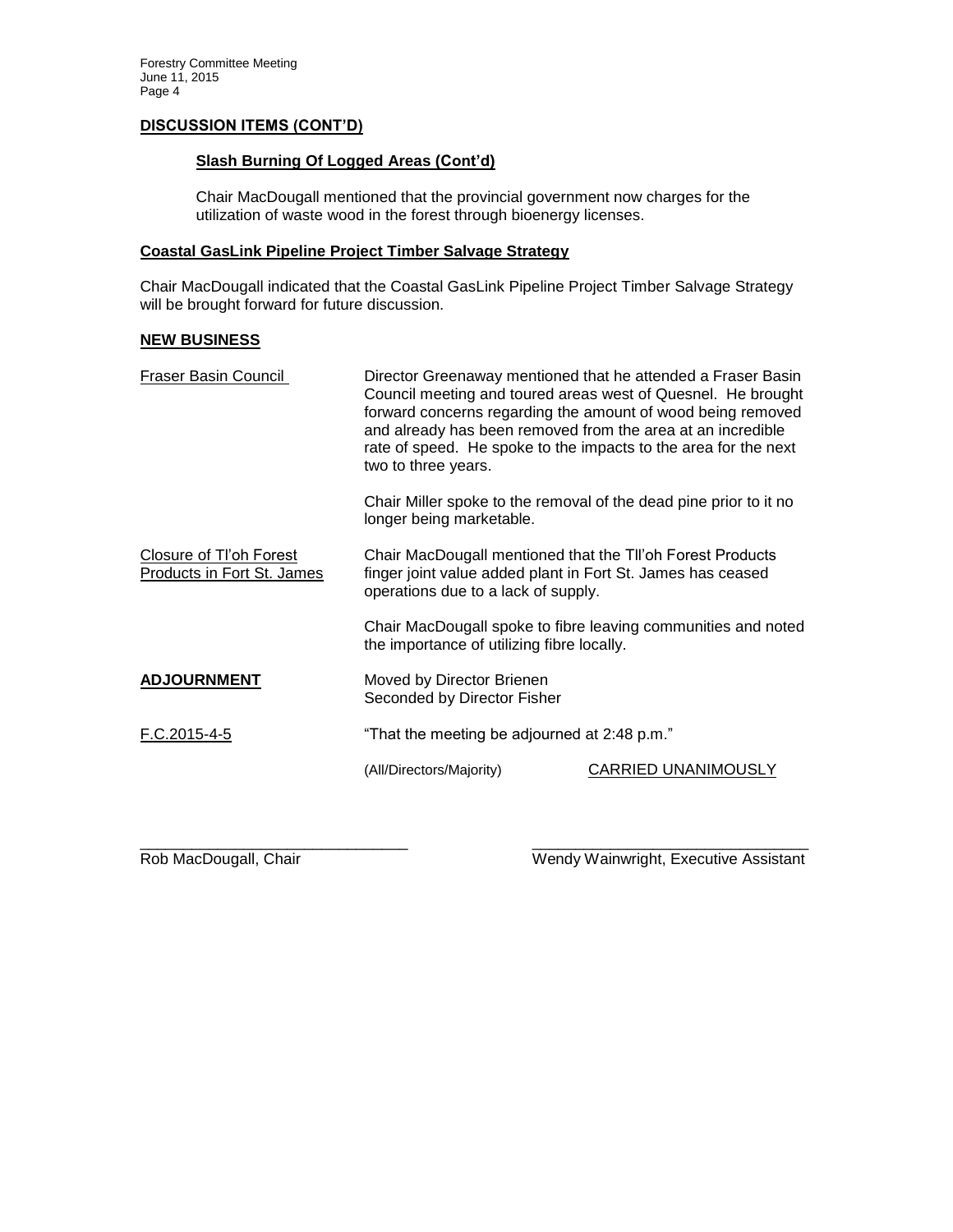## DISCUSSION ITEMS (CONT'D)

### Slash Burning Of Logged Areas (Cont'd)

Chair MacDougall mentioned that the provincial government now charges for the utilization of waste wood in the forest through bioenergy licenses.

### Coastal GasLink Pipeline Project Timber Salvage Strategy

Chair MacDougall indicated that the Coastal GasLink Pipeline Project Timber Salvage Strategy will be brought forward for future discussion.

## NEW BUSINESS

**Fraser Basin Council**

Director Greenaway mentioned that he attended a Fraser Basin Council meeting and toured areas west of Quesnel. He brought forward concerns regarding the amount of wood being removed and already has been removed from the area at an incredible rate of speed. He spoke to the impacts to the area for the next two to three years.

Chair Miller spoke to the removal of the dead pine prior to it no longer being marketable.

**Closure of Tl'oh Forest Products in Fort St. James**

Chair MacDougall mentioned that the Tll'oh Forest Products finger joint value added plant in Fort St. James has ceased operations due to a lack of supply.

Chair MacDougall spoke to fibre leaving communities and noted the importance of utilizing fibre locally.

## ADJOURNMENT

Moved by Director Brienen
Seconded by Director Fisher

F.C.2015-4-5 "That the meeting be adjourned at 2:48 p.m."

(All/Directors/Majority) CARRIED UNANIMOUSLY

______________________________
Rob MacDougall, Chair

______________________________
Wendy Wainwright, Executive Assistant